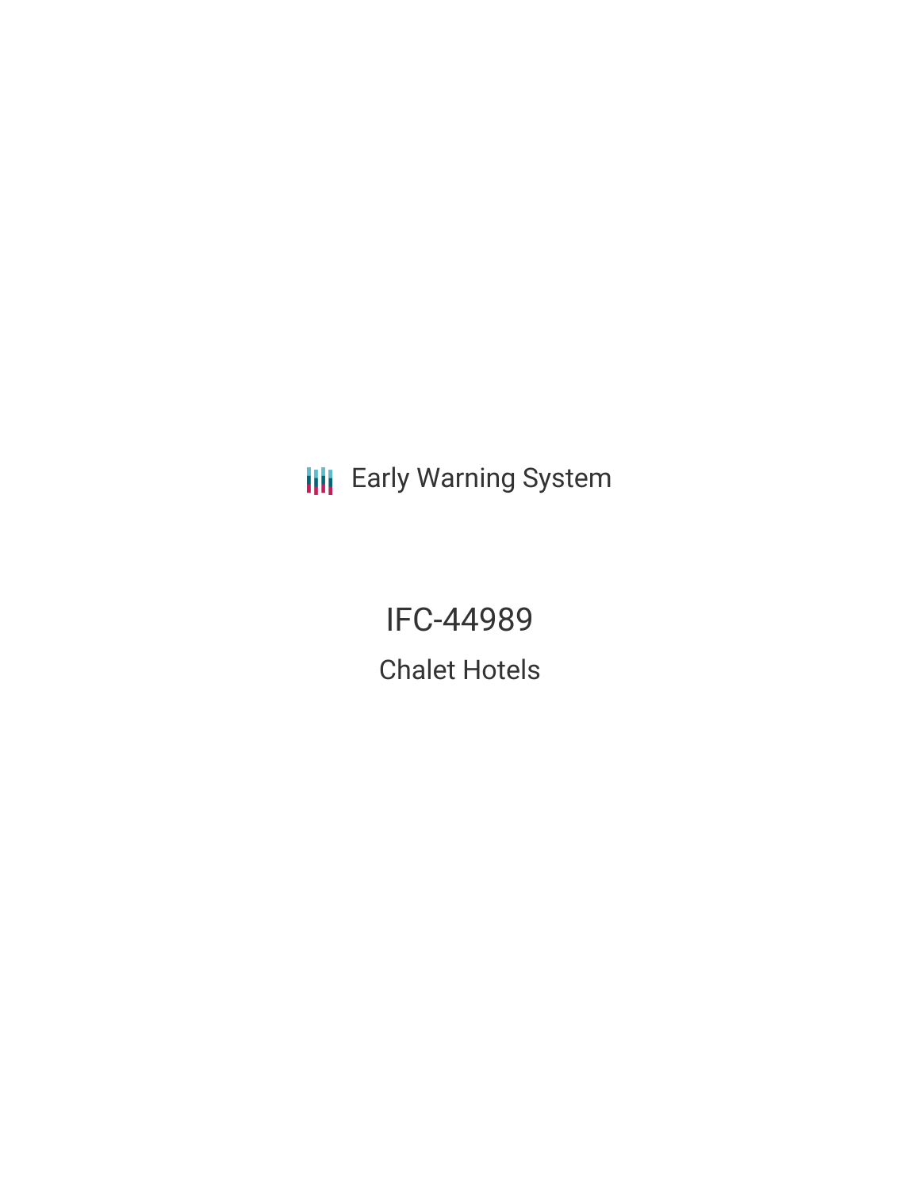Early Warning System

# IFC-44989

## Chalet Hotels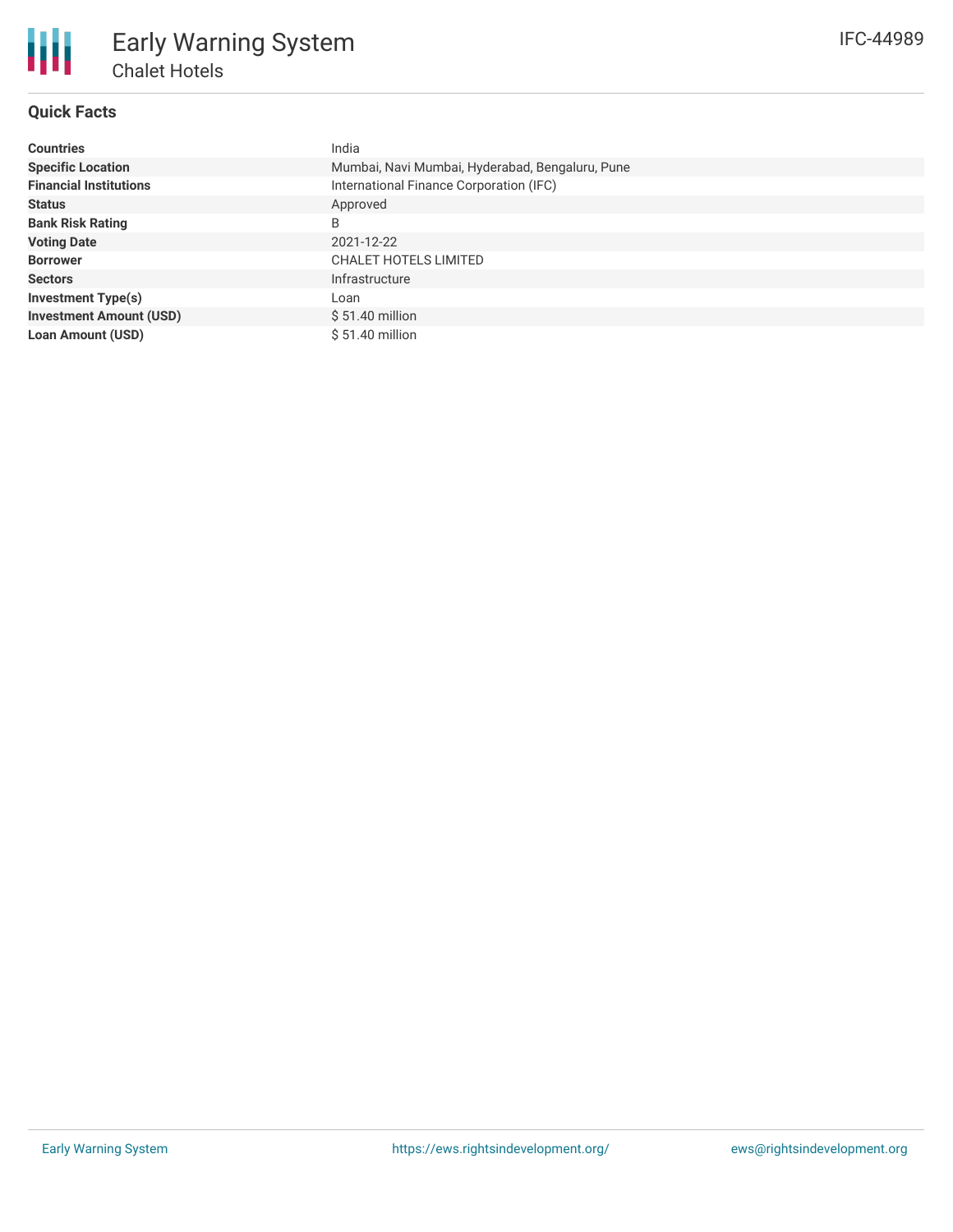# Early Warning System

## Chalet Hotels

IFC-44989

### Quick Facts

| | |
|---|---|
| **Countries** | India |
| **Specific Location** | Mumbai, Navi Mumbai, Hyderabad, Bengaluru, Pune |
| **Financial Institutions** | International Finance Corporation (IFC) |
| **Status** | Approved |
| **Bank Risk Rating** | B |
| **Voting Date** | 2021-12-22 |
| **Borrower** | CHALET HOTELS LIMITED |
| **Sectors** | Infrastructure |
| **Investment Type(s)** | Loan |
| **Investment Amount (USD)** | $ 51.40 million |
| **Loan Amount (USD)** | $ 51.40 million |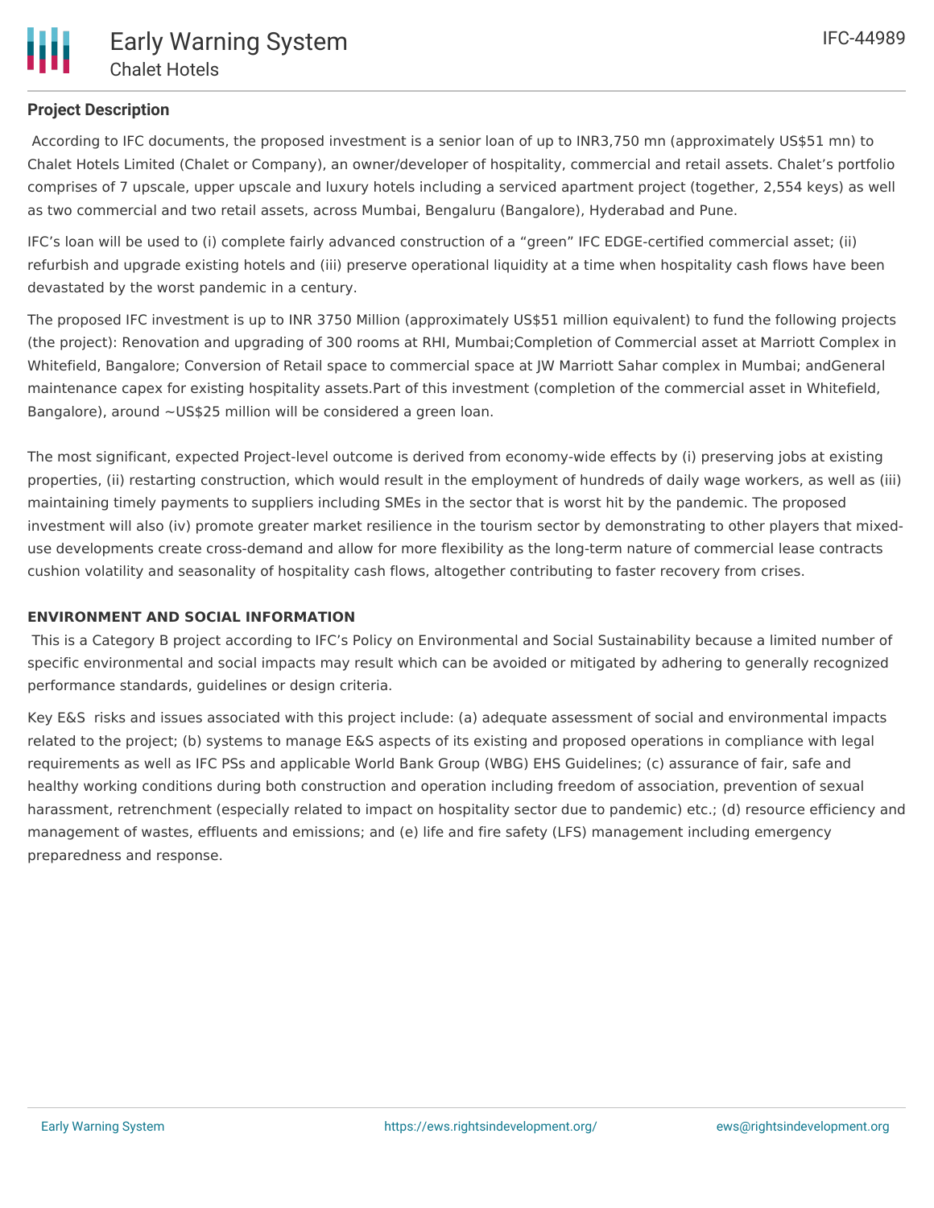## Project Description

According to IFC documents, the proposed investment is a senior loan of up to INR3,750 mn (approximately US$51 mn) to Chalet Hotels Limited (Chalet or Company), an owner/developer of hospitality, commercial and retail assets. Chalet's portfolio comprises of 7 upscale, upper upscale and luxury hotels including a serviced apartment project (together, 2,554 keys) as well as two commercial and two retail assets, across Mumbai, Bengaluru (Bangalore), Hyderabad and Pune.

IFC's loan will be used to (i) complete fairly advanced construction of a "green" IFC EDGE-certified commercial asset; (ii) refurbish and upgrade existing hotels and (iii) preserve operational liquidity at a time when hospitality cash flows have been devastated by the worst pandemic in a century.

The proposed IFC investment is up to INR 3750 Million (approximately US$51 million equivalent) to fund the following projects (the project): Renovation and upgrading of 300 rooms at RHI, Mumbai;Completion of Commercial asset at Marriott Complex in Whitefield, Bangalore; Conversion of Retail space to commercial space at JW Marriott Sahar complex in Mumbai; andGeneral maintenance capex for existing hospitality assets.Part of this investment (completion of the commercial asset in Whitefield, Bangalore), around ~US$25 million will be considered a green loan.

The most significant, expected Project-level outcome is derived from economy-wide effects by (i) preserving jobs at existing properties, (ii) restarting construction, which would result in the employment of hundreds of daily wage workers, as well as (iii) maintaining timely payments to suppliers including SMEs in the sector that is worst hit by the pandemic. The proposed investment will also (iv) promote greater market resilience in the tourism sector by demonstrating to other players that mixed-use developments create cross-demand and allow for more flexibility as the long-term nature of commercial lease contracts cushion volatility and seasonality of hospitality cash flows, altogether contributing to faster recovery from crises.

### ENVIRONMENT AND SOCIAL INFORMATION

This is a Category B project according to IFC's Policy on Environmental and Social Sustainability because a limited number of specific environmental and social impacts may result which can be avoided or mitigated by adhering to generally recognized performance standards, guidelines or design criteria.

Key E&S risks and issues associated with this project include: (a) adequate assessment of social and environmental impacts related to the project; (b) systems to manage E&S aspects of its existing and proposed operations in compliance with legal requirements as well as IFC PSs and applicable World Bank Group (WBG) EHS Guidelines; (c) assurance of fair, safe and healthy working conditions during both construction and operation including freedom of association, prevention of sexual harassment, retrenchment (especially related to impact on hospitality sector due to pandemic) etc.; (d) resource efficiency and management of wastes, effluents and emissions; and (e) life and fire safety (LFS) management including emergency preparedness and response.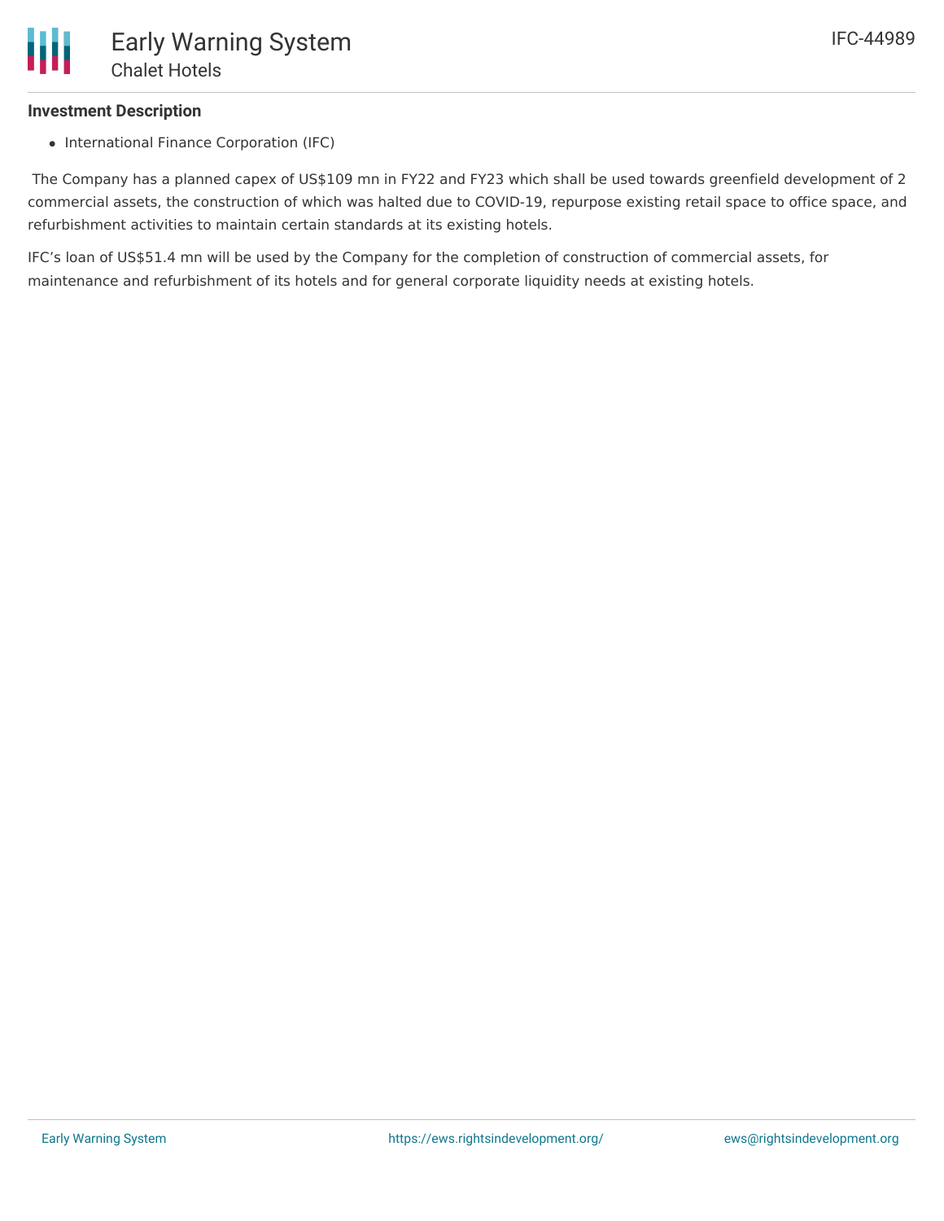**Investment Description**

- International Finance Corporation (IFC)

The Company has a planned capex of US$109 mn in FY22 and FY23 which shall be used towards greenfield development of 2 commercial assets, the construction of which was halted due to COVID-19, repurpose existing retail space to office space, and refurbishment activities to maintain certain standards at its existing hotels.

IFC's loan of US$51.4 mn will be used by the Company for the completion of construction of commercial assets, for maintenance and refurbishment of its hotels and for general corporate liquidity needs at existing hotels.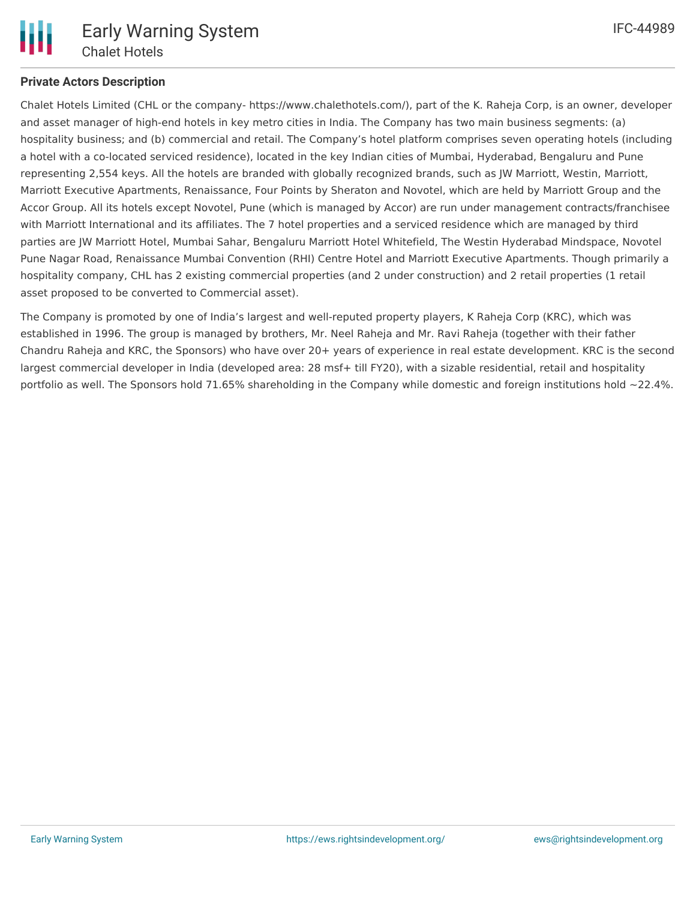**Private Actors Description**

Chalet Hotels Limited (CHL or the company- https://www.chalethotels.com/), part of the K. Raheja Corp, is an owner, developer and asset manager of high-end hotels in key metro cities in India. The Company has two main business segments: (a) hospitality business; and (b) commercial and retail. The Company's hotel platform comprises seven operating hotels (including a hotel with a co-located serviced residence), located in the key Indian cities of Mumbai, Hyderabad, Bengaluru and Pune representing 2,554 keys. All the hotels are branded with globally recognized brands, such as JW Marriott, Westin, Marriott, Marriott Executive Apartments, Renaissance, Four Points by Sheraton and Novotel, which are held by Marriott Group and the Accor Group. All its hotels except Novotel, Pune (which is managed by Accor) are run under management contracts/franchisee with Marriott International and its affiliates. The 7 hotel properties and a serviced residence which are managed by third parties are JW Marriott Hotel, Mumbai Sahar, Bengaluru Marriott Hotel Whitefield, The Westin Hyderabad Mindspace, Novotel Pune Nagar Road, Renaissance Mumbai Convention (RHI) Centre Hotel and Marriott Executive Apartments. Though primarily a hospitality company, CHL has 2 existing commercial properties (and 2 under construction) and 2 retail properties (1 retail asset proposed to be converted to Commercial asset).

The Company is promoted by one of India's largest and well-reputed property players, K Raheja Corp (KRC), which was established in 1996. The group is managed by brothers, Mr. Neel Raheja and Mr. Ravi Raheja (together with their father Chandru Raheja and KRC, the Sponsors) who have over 20+ years of experience in real estate development. KRC is the second largest commercial developer in India (developed area: 28 msf+ till FY20), with a sizable residential, retail and hospitality portfolio as well. The Sponsors hold 71.65% shareholding in the Company while domestic and foreign institutions hold ~22.4%.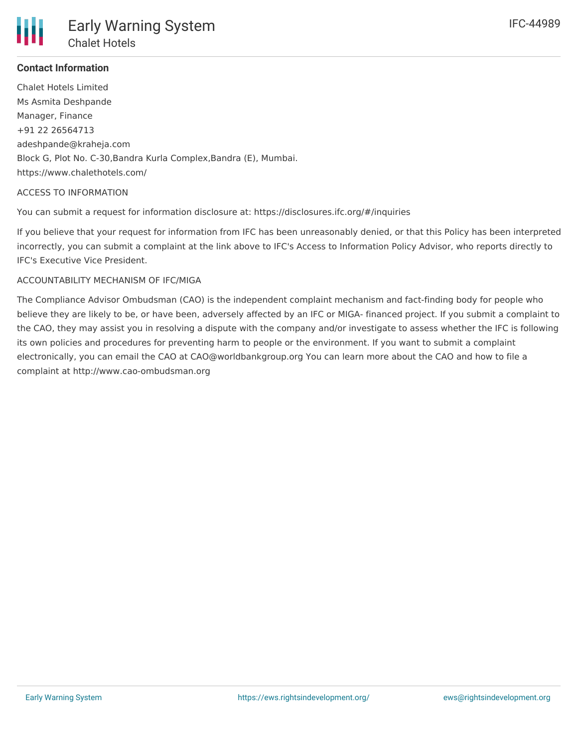**Contact Information**

Chalet Hotels Limited
Ms Asmita Deshpande
Manager, Finance
+91 22 26564713
adeshpande@kraheja.com
Block G, Plot No. C-30,Bandra Kurla Complex,Bandra (E), Mumbai.
https://www.chalethotels.com/

ACCESS TO INFORMATION

You can submit a request for information disclosure at: https://disclosures.ifc.org/#/inquiries

If you believe that your request for information from IFC has been unreasonably denied, or that this Policy has been interpreted incorrectly, you can submit a complaint at the link above to IFC's Access to Information Policy Advisor, who reports directly to IFC's Executive Vice President.

ACCOUNTABILITY MECHANISM OF IFC/MIGA

The Compliance Advisor Ombudsman (CAO) is the independent complaint mechanism and fact-finding body for people who believe they are likely to be, or have been, adversely affected by an IFC or MIGA- financed project. If you submit a complaint to the CAO, they may assist you in resolving a dispute with the company and/or investigate to assess whether the IFC is following its own policies and procedures for preventing harm to people or the environment. If you want to submit a complaint electronically, you can email the CAO at CAO@worldbankgroup.org You can learn more about the CAO and how to file a complaint at http://www.cao-ombudsman.org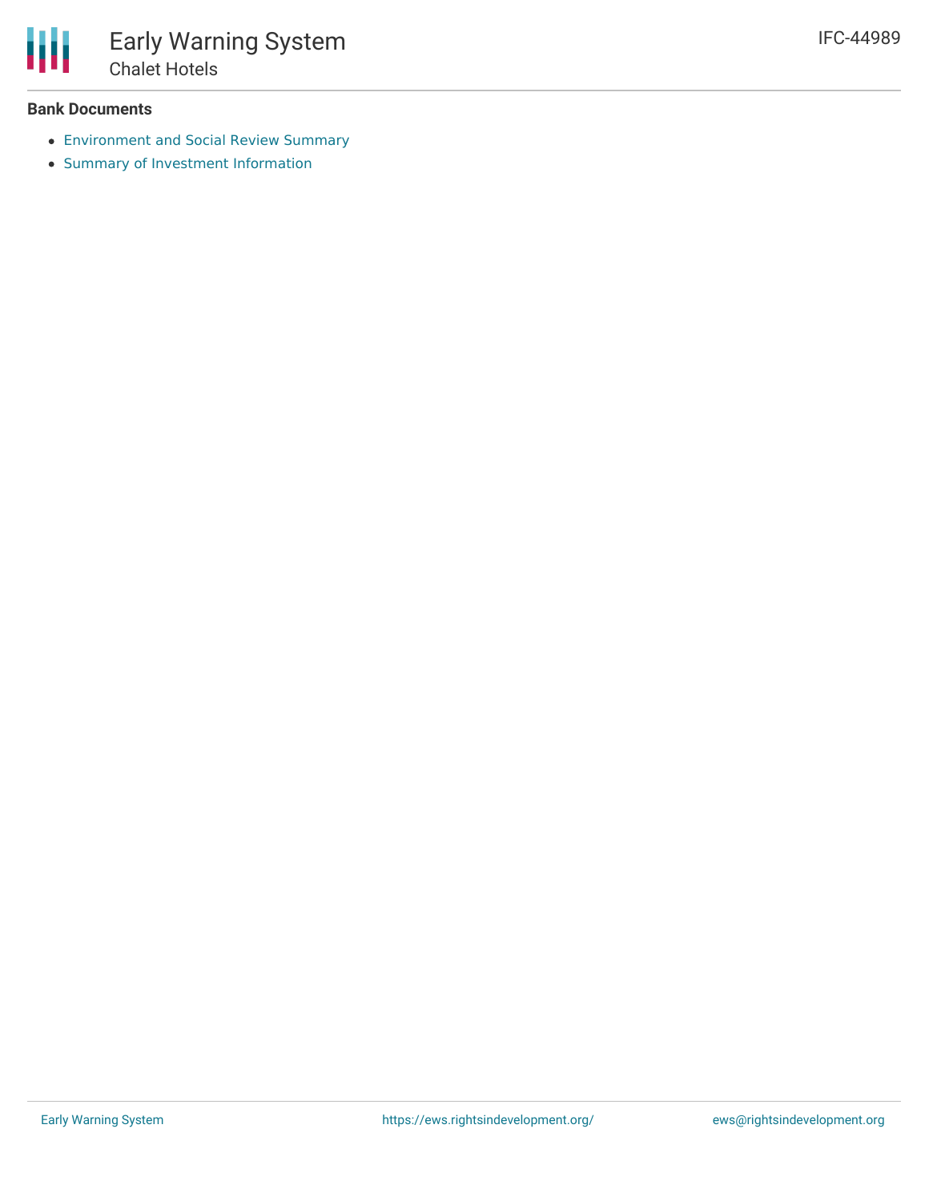**Bank Documents**

- Environment and Social Review Summary
- Summary of Investment Information